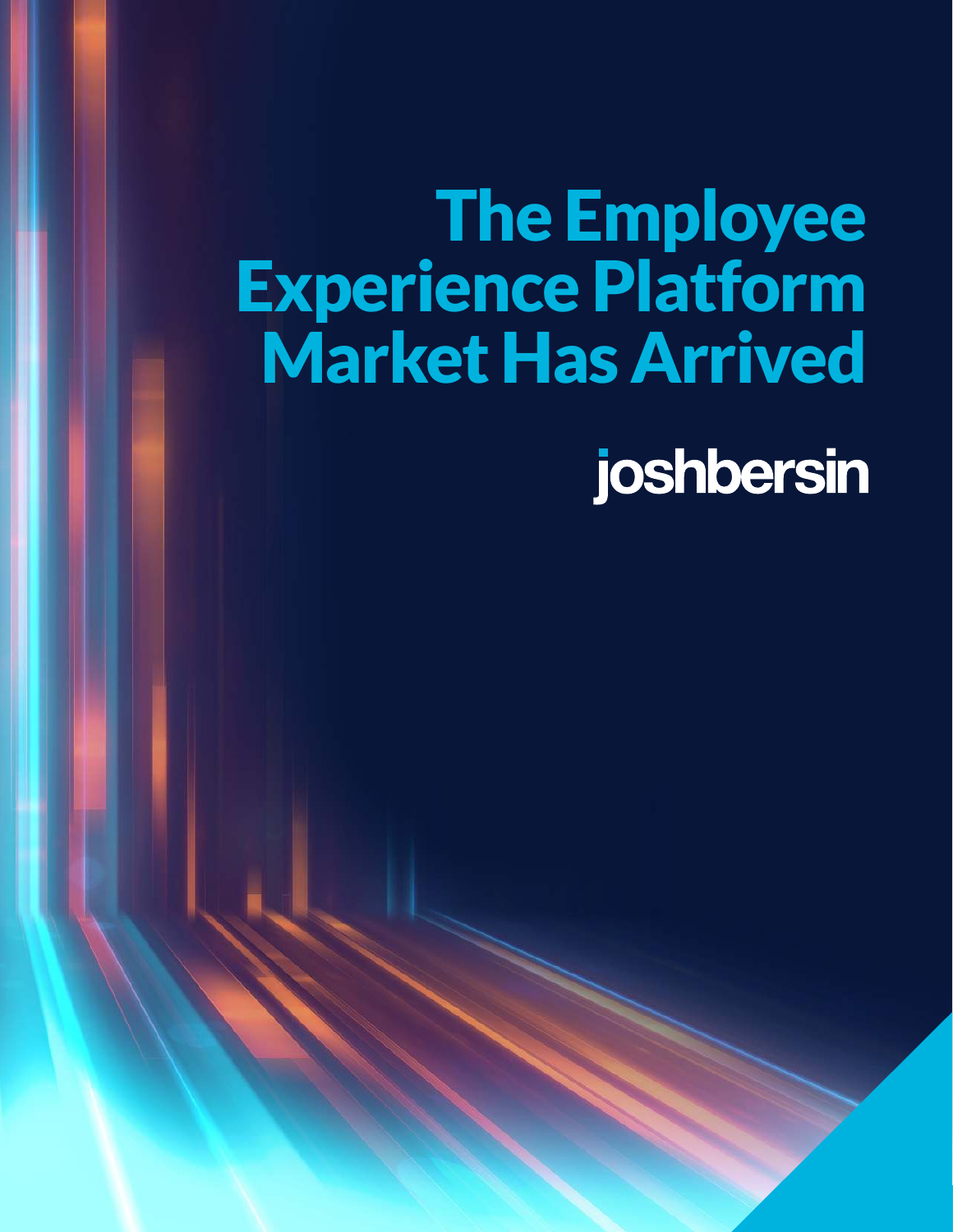# The Employee Experience Platform Market Has Arrived

joshbersin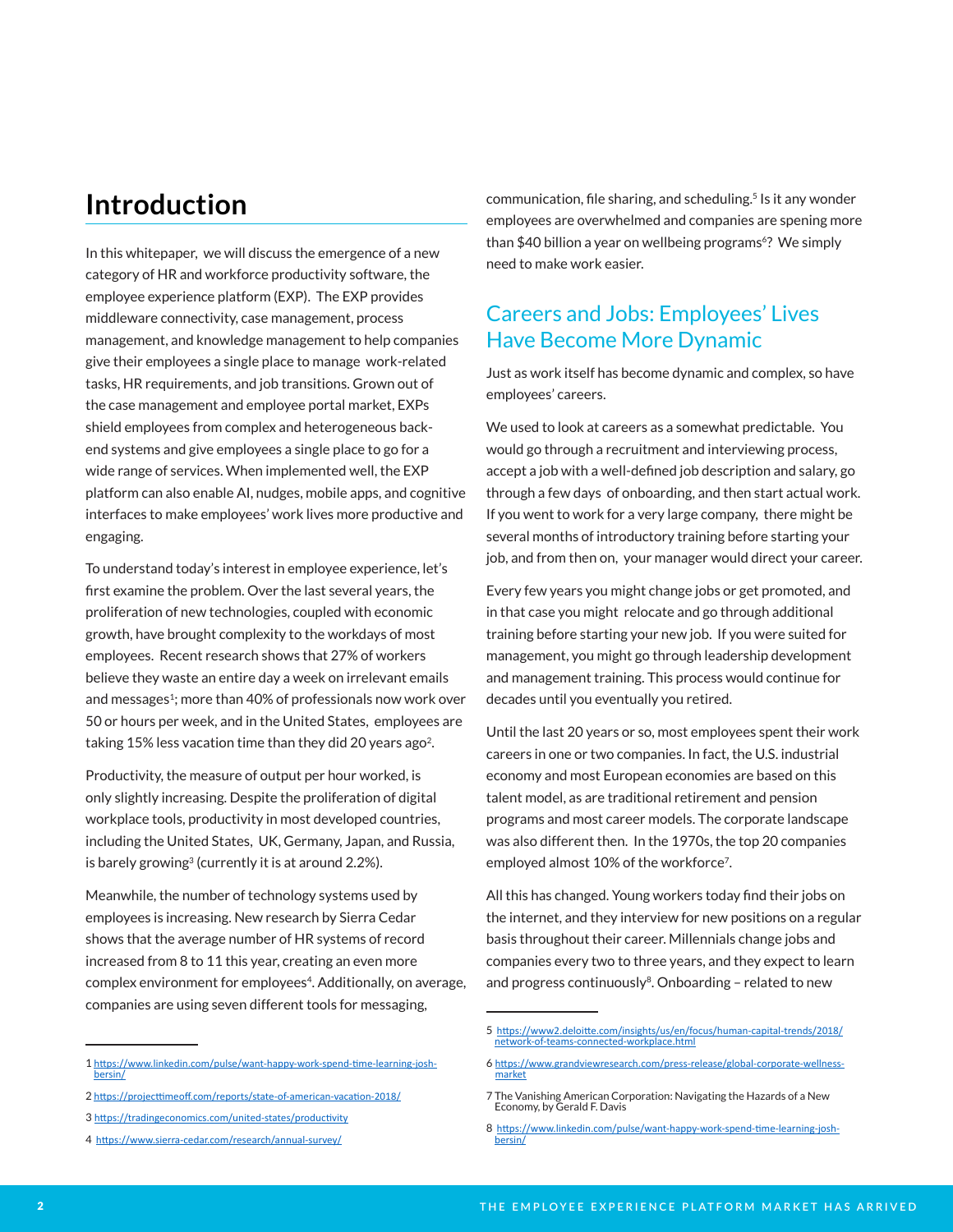## Introduction

In this whitepaper, we will discuss the emergence of a new category of HR and workforce productivity software, the employee experience platform (EXP). The EXP provides middleware connectivity, case management, process management, and knowledge management to help companies give their employees a single place to manage work-related tasks, HR requirements, and job transitions. Grown out of the case management and employee portal market, EXPs shield employees from complex and heterogeneous back-end systems and give employees a single place to go for a wide range of services. When implemented well, the EXP platform can also enable AI, nudges, mobile apps, and cognitive interfaces to make employees' work lives more productive and engaging.

To understand today's interest in employee experience, let's first examine the problem. Over the last several years, the proliferation of new technologies, coupled with economic growth, have brought complexity to the workdays of most employees. Recent research shows that 27% of workers believe they waste an entire day a week on irrelevant emails and messages[1]; more than 40% of professionals now work over 50 or hours per week, and in the United States, employees are taking 15% less vacation time than they did 20 years ago[2].

Productivity, the measure of output per hour worked, is only slightly increasing. Despite the proliferation of digital workplace tools, productivity in most developed countries, including the United States, UK, Germany, Japan, and Russia, is barely growing[3] (currently it is at around 2.2%).

Meanwhile, the number of technology systems used by employees is increasing. New research by Sierra Cedar shows that the average number of HR systems of record increased from 8 to 11 this year, creating an even more complex environment for employees[4]. Additionally, on average, companies are using seven different tools for messaging, communication, file sharing, and scheduling.[5] Is it any wonder employees are overwhelmed and companies are spening more than $40 billion a year on wellbeing programs[6]? We simply need to make work easier.

### Careers and Jobs: Employees' Lives Have Become More Dynamic

Just as work itself has become dynamic and complex, so have employees' careers.

We used to look at careers as a somewhat predictable. You would go through a recruitment and interviewing process, accept a job with a well-defined job description and salary, go through a few days of onboarding, and then start actual work. If you went to work for a very large company, there might be several months of introductory training before starting your job, and from then on, your manager would direct your career.

Every few years you might change jobs or get promoted, and in that case you might relocate and go through additional training before starting your new job. If you were suited for management, you might go through leadership development and management training. This process would continue for decades until you eventually you retired.

Until the last 20 years or so, most employees spent their work careers in one or two companies. In fact, the U.S. industrial economy and most European economies are based on this talent model, as are traditional retirement and pension programs and most career models. The corporate landscape was also different then. In the 1970s, the top 20 companies employed almost 10% of the workforce[7].

All this has changed. Young workers today find their jobs on the internet, and they interview for new positions on a regular basis throughout their career. Millennials change jobs and companies every two to three years, and they expect to learn and progress continuously[8]. Onboarding – related to new

---

1 https://www.linkedin.com/pulse/want-happy-work-spend-time-learning-josh-bersin/

2 https://projecttimeoff.com/reports/state-of-american-vacation-2018/

3 https://tradingeconomics.com/united-states/productivity

4 https://www.sierra-cedar.com/research/annual-survey/

5 https://www2.deloitte.com/insights/us/en/focus/human-capital-trends/2018/network-of-teams-connected-workplace.html

6 https://www.grandviewresearch.com/press-release/global-corporate-wellness-market

7 The Vanishing American Corporation: Navigating the Hazards of a New Economy, by Gerald F. Davis

8 https://www.linkedin.com/pulse/want-happy-work-spend-time-learning-josh-bersin/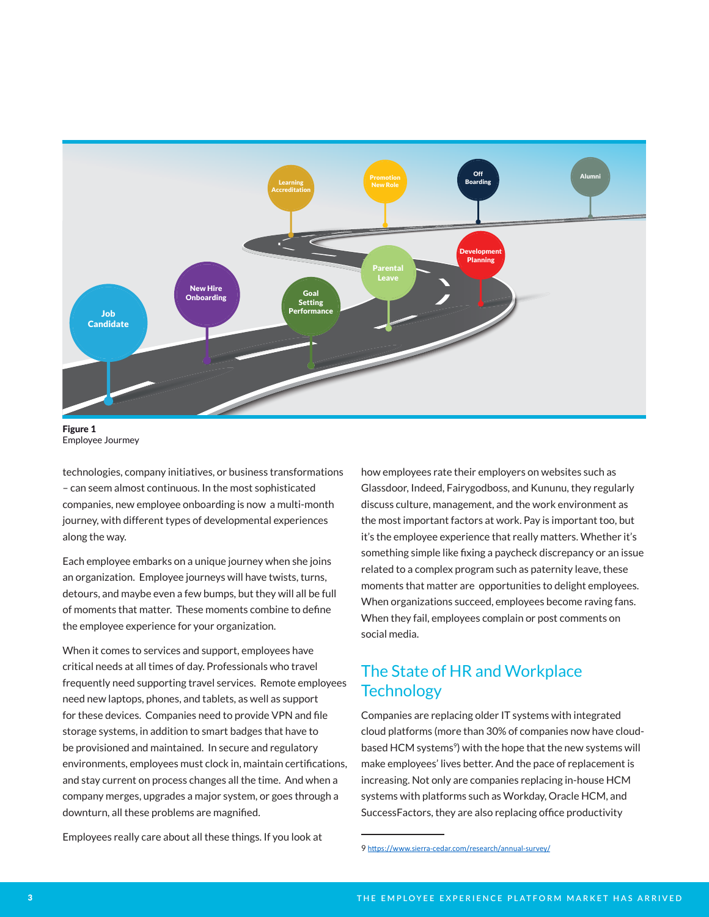**Figure 1**
Employee Jourmey

technologies, company initiatives, or business transformations – can seem almost continuous. In the most sophisticated companies, new employee onboarding is now a multi-month journey, with different types of developmental experiences along the way.

Each employee embarks on a unique journey when she joins an organization. Employee journeys will have twists, turns, detours, and maybe even a few bumps, but they will all be full of moments that matter. These moments combine to define the employee experience for your organization.

When it comes to services and support, employees have critical needs at all times of day. Professionals who travel frequently need supporting travel services. Remote employees need new laptops, phones, and tablets, as well as support for these devices. Companies need to provide VPN and file storage systems, in addition to smart badges that have to be provisioned and maintained. In secure and regulatory environments, employees must clock in, maintain certifications, and stay current on process changes all the time. And when a company merges, upgrades a major system, or goes through a downturn, all these problems are magnified.

Employees really care about all these things. If you look at how employees rate their employers on websites such as Glassdoor, Indeed, Fairygodboss, and Kununu, they regularly discuss culture, management, and the work environment as the most important factors at work. Pay is important too, but it's the employee experience that really matters. Whether it's something simple like fixing a paycheck discrepancy or an issue related to a complex program such as paternity leave, these moments that matter are opportunities to delight employees. When organizations succeed, employees become raving fans. When they fail, employees complain or post comments on social media.

## The State of HR and Workplace Technology

Companies are replacing older IT systems with integrated cloud platforms (more than 30% of companies now have cloud-based HCM systems[9]) with the hope that the new systems will make employees' lives better. And the pace of replacement is increasing. Not only are companies replacing in-house HCM systems with platforms such as Workday, Oracle HCM, and SuccessFactors, they are also replacing office productivity

9 https://www.sierra-cedar.com/research/annual-survey/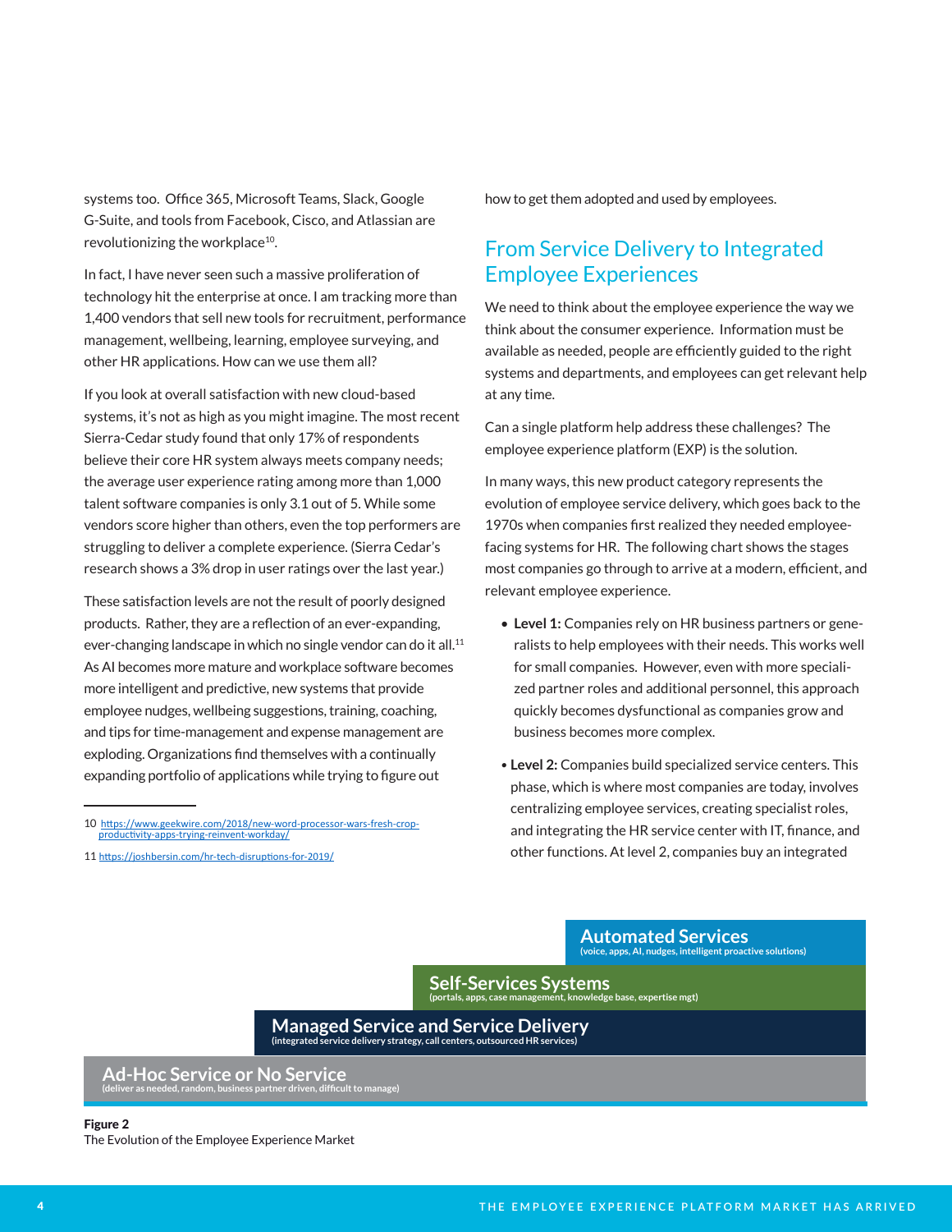systems too. Office 365, Microsoft Teams, Slack, Google G-Suite, and tools from Facebook, Cisco, and Atlassian are revolutionizing the workplace[10].

In fact, I have never seen such a massive proliferation of technology hit the enterprise at once. I am tracking more than 1,400 vendors that sell new tools for recruitment, performance management, wellbeing, learning, employee surveying, and other HR applications. How can we use them all?

If you look at overall satisfaction with new cloud-based systems, it's not as high as you might imagine. The most recent Sierra-Cedar study found that only 17% of respondents believe their core HR system always meets company needs; the average user experience rating among more than 1,000 talent software companies is only 3.1 out of 5. While some vendors score higher than others, even the top performers are struggling to deliver a complete experience. (Sierra Cedar's research shows a 3% drop in user ratings over the last year.)

These satisfaction levels are not the result of poorly designed products. Rather, they are a reflection of an ever-expanding, ever-changing landscape in which no single vendor can do it all.[11] As AI becomes more mature and workplace software becomes more intelligent and predictive, new systems that provide employee nudges, wellbeing suggestions, training, coaching, and tips for time-management and expense management are exploding. Organizations find themselves with a continually expanding portfolio of applications while trying to figure out how to get them adopted and used by employees.

## From Service Delivery to Integrated Employee Experiences

We need to think about the employee experience the way we think about the consumer experience. Information must be available as needed, people are efficiently guided to the right systems and departments, and employees can get relevant help at any time.

Can a single platform help address these challenges? The employee experience platform (EXP) is the solution.

In many ways, this new product category represents the evolution of employee service delivery, which goes back to the 1970s when companies first realized they needed employee-facing systems for HR. The following chart shows the stages most companies go through to arrive at a modern, efficient, and relevant employee experience.

- **Level 1:** Companies rely on HR business partners or generalists to help employees with their needs. This works well for small companies. However, even with more specialized partner roles and additional personnel, this approach quickly becomes dysfunctional as companies grow and business becomes more complex.
- **Level 2:** Companies build specialized service centers. This phase, which is where most companies are today, involves centralizing employee services, creating specialist roles, and integrating the HR service center with IT, finance, and other functions. At level 2, companies buy an integrated

**Automated Services**
(voice, apps, AI, nudges, intelligent proactive solutions)

**Self-Services Systems**
(portals, apps, case management, knowledge base, expertise mgt)

**Managed Service and Service Delivery**
(integrated service delivery strategy, call centers, outsourced HR services)

**Ad-Hoc Service or No Service**
(deliver as needed, random, business partner driven, difficult to manage)

**Figure 2**
The Evolution of the Employee Experience Market

---

10 https://www.geekwire.com/2018/new-word-processor-wars-fresh-crop-productivity-apps-trying-reinvent-workday/

11 https://joshbersin.com/hr-tech-disruptions-for-2019/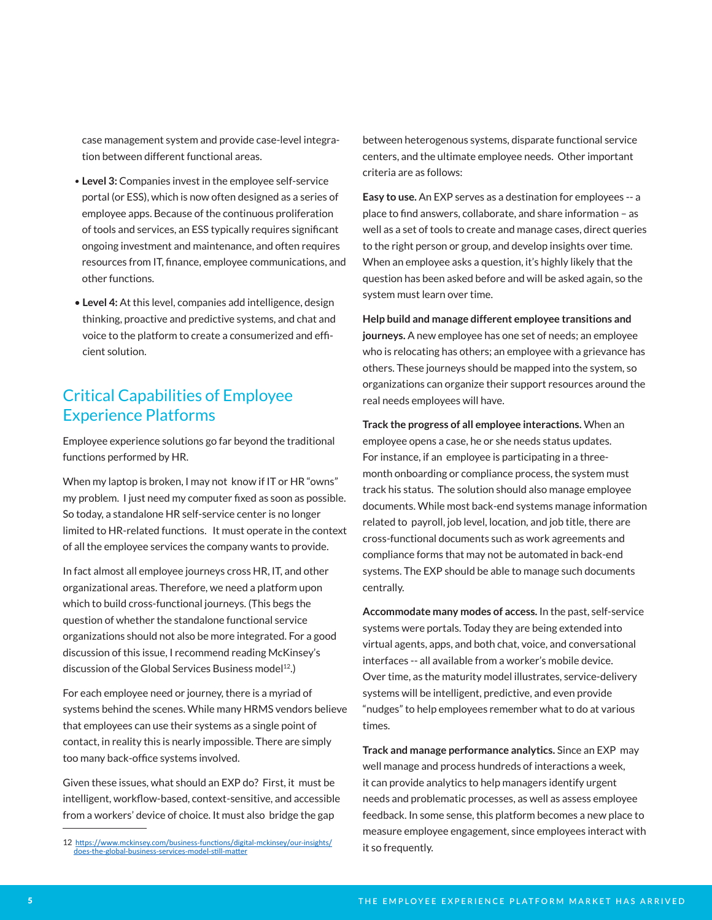case management system and provide case-level integration between different functional areas.

- **Level 3:** Companies invest in the employee self-service portal (or ESS), which is now often designed as a series of employee apps. Because of the continuous proliferation of tools and services, an ESS typically requires significant ongoing investment and maintenance, and often requires resources from IT, finance, employee communications, and other functions.
- **Level 4:** At this level, companies add intelligence, design thinking, proactive and predictive systems, and chat and voice to the platform to create a consumerized and efficient solution.

## Critical Capabilities of Employee Experience Platforms

Employee experience solutions go far beyond the traditional functions performed by HR.

When my laptop is broken, I may not know if IT or HR "owns" my problem. I just need my computer fixed as soon as possible. So today, a standalone HR self-service center is no longer limited to HR-related functions. It must operate in the context of all the employee services the company wants to provide.

In fact almost all employee journeys cross HR, IT, and other organizational areas. Therefore, we need a platform upon which to build cross-functional journeys. (This begs the question of whether the standalone functional service organizations should not also be more integrated. For a good discussion of this issue, I recommend reading McKinsey's discussion of the Global Services Business model[12].)

For each employee need or journey, there is a myriad of systems behind the scenes. While many HRMS vendors believe that employees can use their systems as a single point of contact, in reality this is nearly impossible. There are simply too many back-office systems involved.

Given these issues, what should an EXP do? First, it must be intelligent, workflow-based, context-sensitive, and accessible from a workers' device of choice. It must also bridge the gap between heterogenous systems, disparate functional service centers, and the ultimate employee needs. Other important criteria are as follows:

**Easy to use.** An EXP serves as a destination for employees -- a place to find answers, collaborate, and share information – as well as a set of tools to create and manage cases, direct queries to the right person or group, and develop insights over time. When an employee asks a question, it's highly likely that the question has been asked before and will be asked again, so the system must learn over time.

**Help build and manage different employee transitions and journeys.** A new employee has one set of needs; an employee who is relocating has others; an employee with a grievance has others. These journeys should be mapped into the system, so organizations can organize their support resources around the real needs employees will have.

**Track the progress of all employee interactions.** When an employee opens a case, he or she needs status updates. For instance, if an employee is participating in a three-month onboarding or compliance process, the system must track his status. The solution should also manage employee documents. While most back-end systems manage information related to payroll, job level, location, and job title, there are cross-functional documents such as work agreements and compliance forms that may not be automated in back-end systems. The EXP should be able to manage such documents centrally.

**Accommodate many modes of access.** In the past, self-service systems were portals. Today they are being extended into virtual agents, apps, and both chat, voice, and conversational interfaces -- all available from a worker's mobile device. Over time, as the maturity model illustrates, service-delivery systems will be intelligent, predictive, and even provide "nudges" to help employees remember what to do at various times.

**Track and manage performance analytics.** Since an EXP may well manage and process hundreds of interactions a week, it can provide analytics to help managers identify urgent needs and problematic processes, as well as assess employee feedback. In some sense, this platform becomes a new place to measure employee engagement, since employees interact with it so frequently.

---

12 https://www.mckinsey.com/business-functions/digital-mckinsey/our-insights/does-the-global-business-services-model-still-matter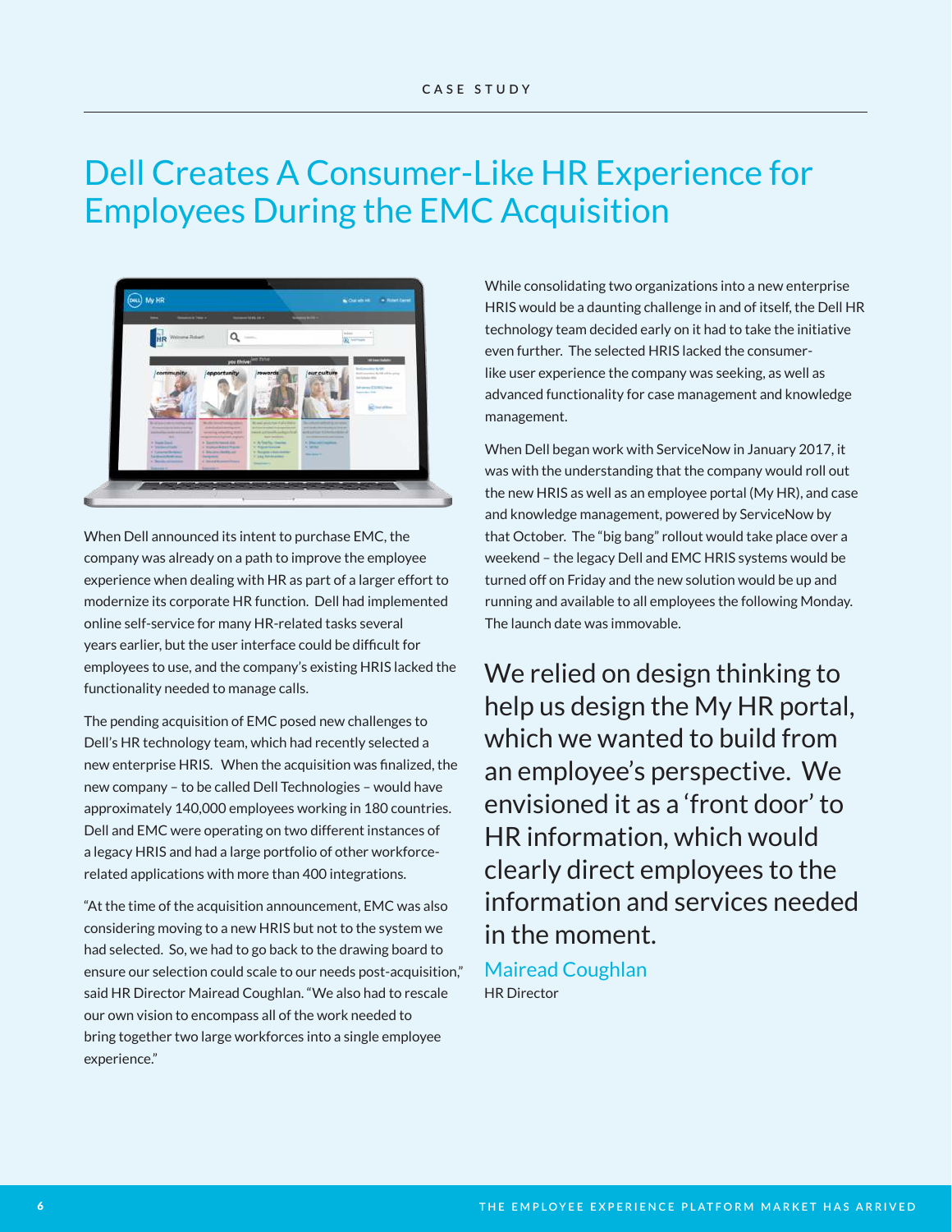CASE STUDY

# Dell Creates A Consumer-Like HR Experience for Employees During the EMC Acquisition

When Dell announced its intent to purchase EMC, the company was already on a path to improve the employee experience when dealing with HR as part of a larger effort to modernize its corporate HR function. Dell had implemented online self-service for many HR-related tasks several years earlier, but the user interface could be difficult for employees to use, and the company's existing HRIS lacked the functionality needed to manage calls.

The pending acquisition of EMC posed new challenges to Dell's HR technology team, which had recently selected a new enterprise HRIS. When the acquisition was finalized, the new company – to be called Dell Technologies – would have approximately 140,000 employees working in 180 countries. Dell and EMC were operating on two different instances of a legacy HRIS and had a large portfolio of other workforce-related applications with more than 400 integrations.

"At the time of the acquisition announcement, EMC was also considering moving to a new HRIS but not to the system we had selected. So, we had to go back to the drawing board to ensure our selection could scale to our needs post-acquisition," said HR Director Mairead Coughlan. "We also had to rescale our own vision to encompass all of the work needed to bring together two large workforces into a single employee experience."

While consolidating two organizations into a new enterprise HRIS would be a daunting challenge in and of itself, the Dell HR technology team decided early on it had to take the initiative even further. The selected HRIS lacked the consumer-like user experience the company was seeking, as well as advanced functionality for case management and knowledge management.

When Dell began work with ServiceNow in January 2017, it was with the understanding that the company would roll out the new HRIS as well as an employee portal (My HR), and case and knowledge management, powered by ServiceNow by that October. The "big bang" rollout would take place over a weekend – the legacy Dell and EMC HRIS systems would be turned off on Friday and the new solution would be up and running and available to all employees the following Monday. The launch date was immovable.

> We relied on design thinking to help us design the My HR portal, which we wanted to build from an employee's perspective. We envisioned it as a 'front door' to HR information, which would clearly direct employees to the information and services needed in the moment.
>
> Mairead Coughlan
> HR Director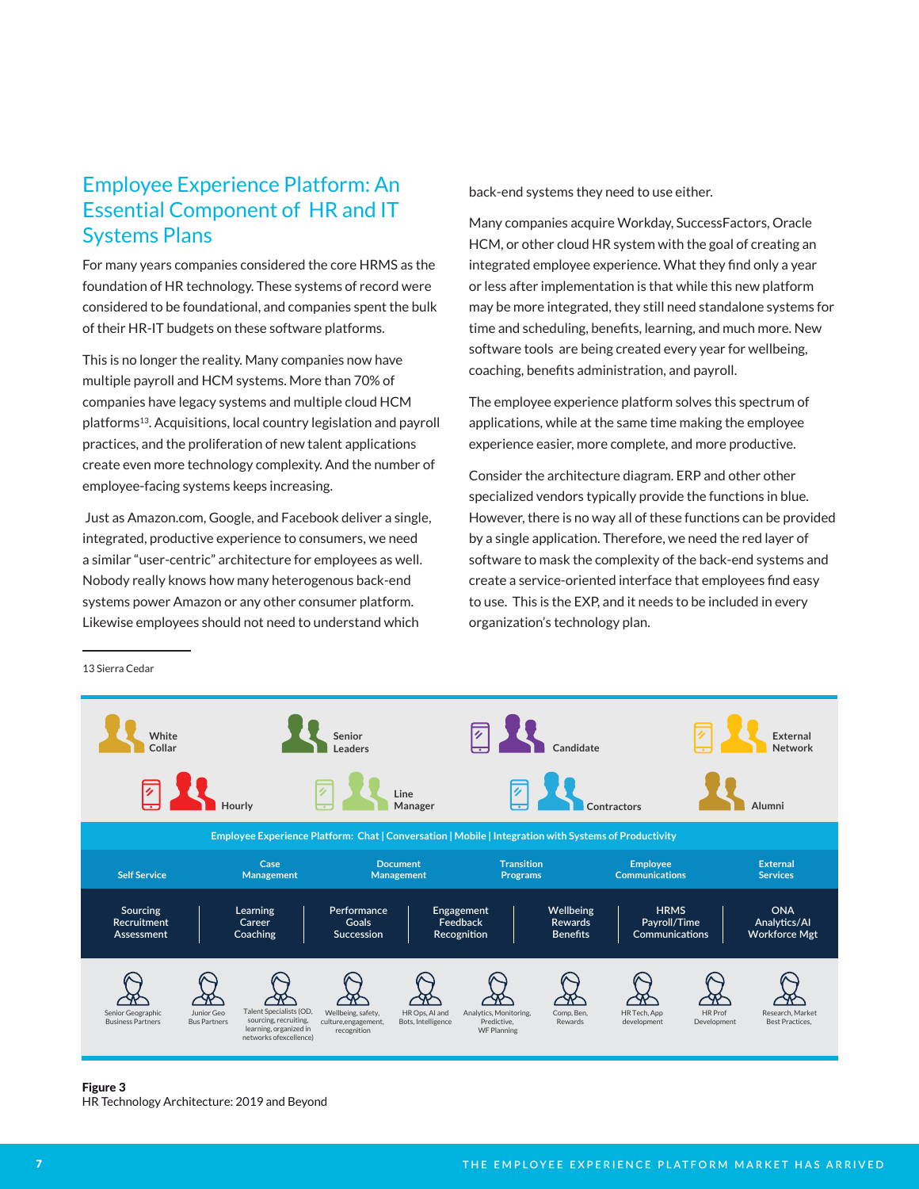## Employee Experience Platform: An Essential Component of HR and IT Systems Plans

For many years companies considered the core HRMS as the foundation of HR technology. These systems of record were considered to be foundational, and companies spent the bulk of their HR-IT budgets on these software platforms.

This is no longer the reality. Many companies now have multiple payroll and HCM systems. More than 70% of companies have legacy systems and multiple cloud HCM platforms[13]. Acquisitions, local country legislation and payroll practices, and the proliferation of new talent applications create even more technology complexity. And the number of employee-facing systems keeps increasing.

Just as Amazon.com, Google, and Facebook deliver a single, integrated, productive experience to consumers, we need a similar "user-centric" architecture for employees as well. Nobody really knows how many heterogenous back-end systems power Amazon or any other consumer platform. Likewise employees should not need to understand which back-end systems they need to use either.

Many companies acquire Workday, SuccessFactors, Oracle HCM, or other cloud HR system with the goal of creating an integrated employee experience. What they find only a year or less after implementation is that while this new platform may be more integrated, they still need standalone systems for time and scheduling, benefits, learning, and much more. New software tools are being created every year for wellbeing, coaching, benefits administration, and payroll.

The employee experience platform solves this spectrum of applications, while at the same time making the employee experience easier, more complete, and more productive.

Consider the architecture diagram. ERP and other other specialized vendors typically provide the functions in blue. However, there is no way all of these functions can be provided by a single application. Therefore, we need the red layer of software to mask the complexity of the back-end systems and create a service-oriented interface that employees find easy to use. This is the EXP, and it needs to be included in every organization's technology plan.

13 Sierra Cedar

White Collar | Senior Leaders | Candidate | External Network | Hourly | Line Manager | Contractors | Alumni

**Employee Experience Platform: Chat | Conversation | Mobile | Integration with Systems of Productivity**

| Self Service | Case Management | Document Management | Transition Programs | Employee Communications | External Services |
|---|---|---|---|---|---|

| Sourcing Recruitment Assessment | Learning Career Coaching | Performance Goals Succession | Engagement Feedback Recognition | Wellbeing Rewards Benefits | HRMS Payroll/Time Communications | ONA Analytics/AI Workforce Mgt |
|---|---|---|---|---|---|---|

Senior Geographic Business Partners | Junior Geo Bus Partners | Talent Specialists (OD, sourcing, recruiting, learning, organized in networks ofexcellence) | Wellbeing, safety, culture,engagement, recognition | HR Ops, AI and Bots, Intelligence | Analytics, Monitoring, Predictive, WF Planning | Comp, Ben, Rewards | HR Tech, App development | HR Prof Development | Research, Market Best Practices,

**Figure 3**
HR Technology Architecture: 2019 and Beyond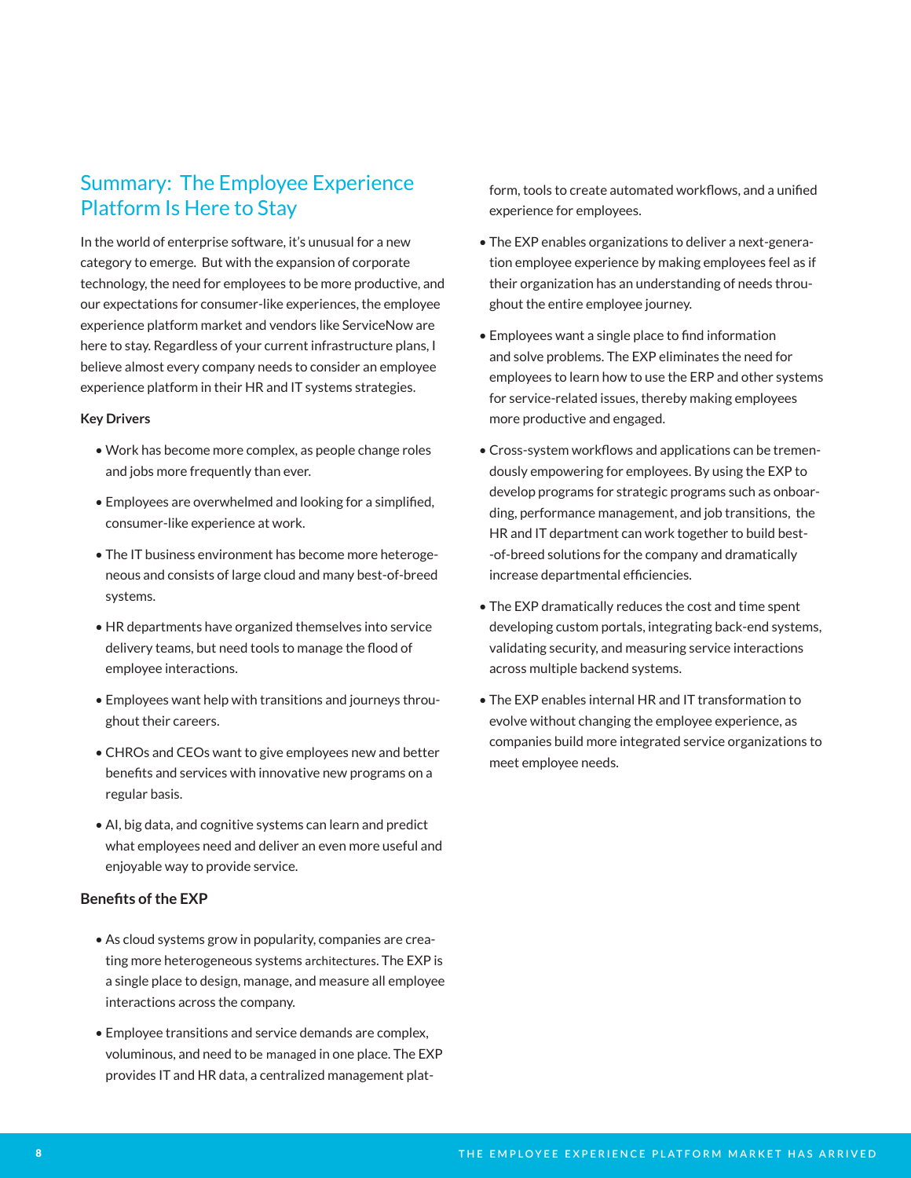## Summary: The Employee Experience Platform Is Here to Stay

In the world of enterprise software, it's unusual for a new category to emerge. But with the expansion of corporate technology, the need for employees to be more productive, and our expectations for consumer-like experiences, the employee experience platform market and vendors like ServiceNow are here to stay. Regardless of your current infrastructure plans, I believe almost every company needs to consider an employee experience platform in their HR and IT systems strategies.

**Key Drivers**

- Work has become more complex, as people change roles and jobs more frequently than ever.
- Employees are overwhelmed and looking for a simplified, consumer-like experience at work.
- The IT business environment has become more heterogeneous and consists of large cloud and many best-of-breed systems.
- HR departments have organized themselves into service delivery teams, but need tools to manage the flood of employee interactions.
- Employees want help with transitions and journeys throughout their careers.
- CHROs and CEOs want to give employees new and better benefits and services with innovative new programs on a regular basis.
- AI, big data, and cognitive systems can learn and predict what employees need and deliver an even more useful and enjoyable way to provide service.

**Benefits of the EXP**

- As cloud systems grow in popularity, companies are creating more heterogeneous systems architectures. The EXP is a single place to design, manage, and measure all employee interactions across the company.
- Employee transitions and service demands are complex, voluminous, and need to be managed in one place. The EXP provides IT and HR data, a centralized management platform, tools to create automated workflows, and a unified experience for employees.
- The EXP enables organizations to deliver a next-generation employee experience by making employees feel as if their organization has an understanding of needs throughout the entire employee journey.
- Employees want a single place to find information and solve problems. The EXP eliminates the need for employees to learn how to use the ERP and other systems for service-related issues, thereby making employees more productive and engaged.
- Cross-system workflows and applications can be tremendously empowering for employees. By using the EXP to develop programs for strategic programs such as onboarding, performance management, and job transitions, the HR and IT department can work together to build best-of-breed solutions for the company and dramatically increase departmental efficiencies.
- The EXP dramatically reduces the cost and time spent developing custom portals, integrating back-end systems, validating security, and measuring service interactions across multiple backend systems.
- The EXP enables internal HR and IT transformation to evolve without changing the employee experience, as companies build more integrated service organizations to meet employee needs.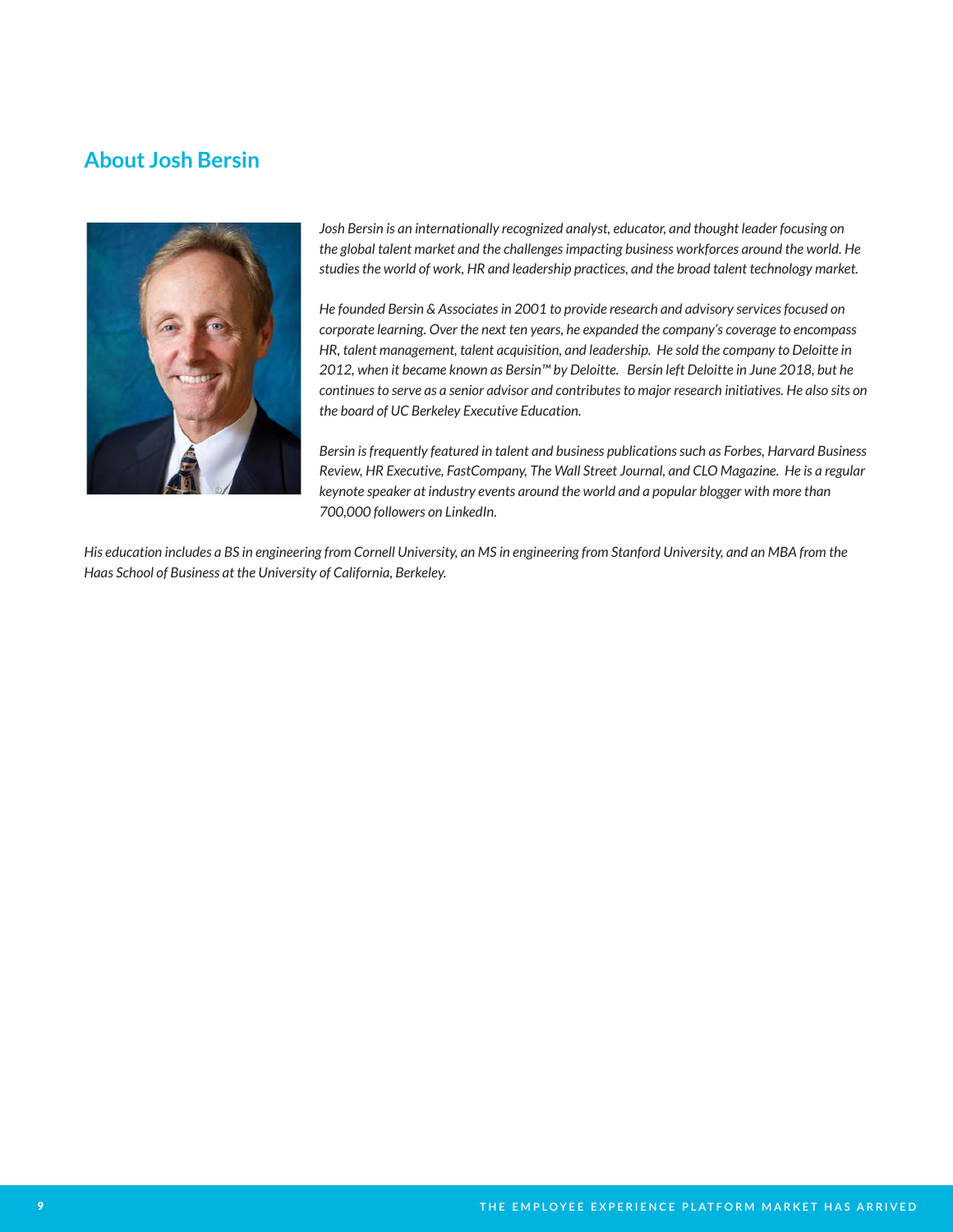## About Josh Bersin

*Josh Bersin is an internationally recognized analyst, educator, and thought leader focusing on the global talent market and the challenges impacting business workforces around the world. He studies the world of work, HR and leadership practices, and the broad talent technology market.*

*He founded Bersin & Associates in 2001 to provide research and advisory services focused on corporate learning. Over the next ten years, he expanded the company's coverage to encompass HR, talent management, talent acquisition, and leadership. He sold the company to Deloitte in 2012, when it became known as Bersin™ by Deloitte. Bersin left Deloitte in June 2018, but he continues to serve as a senior advisor and contributes to major research initiatives. He also sits on the board of UC Berkeley Executive Education.*

*Bersin is frequently featured in talent and business publications such as Forbes, Harvard Business Review, HR Executive, FastCompany, The Wall Street Journal, and CLO Magazine. He is a regular keynote speaker at industry events around the world and a popular blogger with more than 700,000 followers on LinkedIn.*

*His education includes a BS in engineering from Cornell University, an MS in engineering from Stanford University, and an MBA from the Haas School of Business at the University of California, Berkeley.*